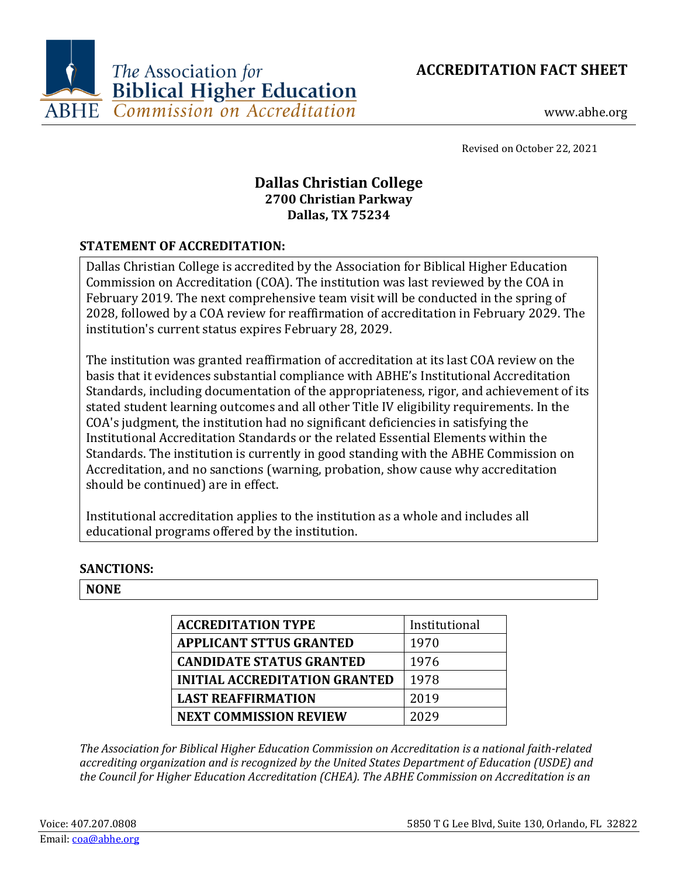# ACCREDITATION FACT SHEET

The Association for Biblical Higher Education
ABHE Commission on Accreditation

www.abhe.org

Revised on October 22, 2021

## Dallas Christian College
**2700 Christian Parkway**
**Dallas, TX 75234**

### STATEMENT OF ACCREDITATION:

Dallas Christian College is accredited by the Association for Biblical Higher Education Commission on Accreditation (COA). The institution was last reviewed by the COA in February 2019. The next comprehensive team visit will be conducted in the spring of 2028, followed by a COA review for reaffirmation of accreditation in February 2029. The institution's current status expires February 28, 2029.

The institution was granted reaffirmation of accreditation at its last COA review on the basis that it evidences substantial compliance with ABHE's Institutional Accreditation Standards, including documentation of the appropriateness, rigor, and achievement of its stated student learning outcomes and all other Title IV eligibility requirements. In the COA's judgment, the institution had no significant deficiencies in satisfying the Institutional Accreditation Standards or the related Essential Elements within the Standards. The institution is currently in good standing with the ABHE Commission on Accreditation, and no sanctions (warning, probation, show cause why accreditation should be continued) are in effect.

Institutional accreditation applies to the institution as a whole and includes all educational programs offered by the institution.

### SANCTIONS:

**NONE**

| **ACCREDITATION TYPE** | Institutional |
|---|---|
| **APPLICANT STTUS GRANTED** | 1970 |
| **CANDIDATE STATUS GRANTED** | 1976 |
| **INITIAL ACCREDITATION GRANTED** | 1978 |
| **LAST REAFFIRMATION** | 2019 |
| **NEXT COMMISSION REVIEW** | 2029 |

*The Association for Biblical Higher Education Commission on Accreditation is a national faith-related accrediting organization and is recognized by the United States Department of Education (USDE) and the Council for Higher Education Accreditation (CHEA). The ABHE Commission on Accreditation is an*

Voice: 407.207.0808
Email: coa@abhe.org

5850 T G Lee Blvd, Suite 130, Orlando, FL 32822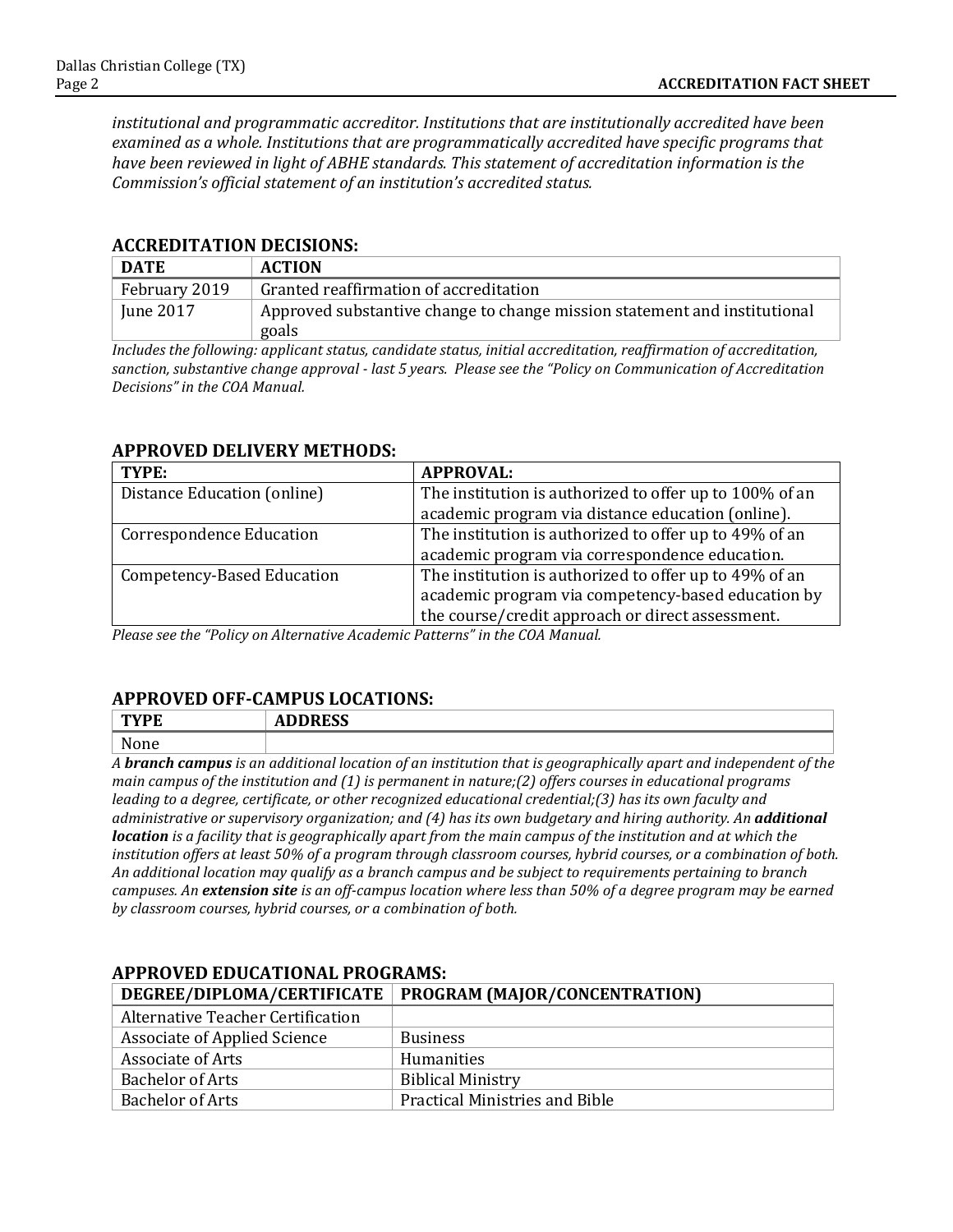*institutional and programmatic accreditor. Institutions that are institutionally accredited have been examined as a whole. Institutions that are programmatically accredited have specific programs that have been reviewed in light of ABHE standards. This statement of accreditation information is the Commission's official statement of an institution's accredited status.*

## ACCREDITATION DECISIONS:

| DATE | ACTION |
|---|---|
| February 2019 | Granted reaffirmation of accreditation |
| June 2017 | Approved substantive change to change mission statement and institutional goals |

*Includes the following: applicant status, candidate status, initial accreditation, reaffirmation of accreditation, sanction, substantive change approval - last 5 years. Please see the "Policy on Communication of Accreditation Decisions" in the COA Manual.*

## APPROVED DELIVERY METHODS:

| TYPE: | APPROVAL: |
|---|---|
| Distance Education (online) | The institution is authorized to offer up to 100% of an academic program via distance education (online). |
| Correspondence Education | The institution is authorized to offer up to 49% of an academic program via correspondence education. |
| Competency-Based Education | The institution is authorized to offer up to 49% of an academic program via competency-based education by the course/credit approach or direct assessment. |

*Please see the "Policy on Alternative Academic Patterns" in the COA Manual.*

## APPROVED OFF-CAMPUS LOCATIONS:

| TYPE | ADDRESS |
|---|---|
| None | |

*A **branch campus** is an additional location of an institution that is geographically apart and independent of the main campus of the institution and (1) is permanent in nature;(2) offers courses in educational programs leading to a degree, certificate, or other recognized educational credential;(3) has its own faculty and administrative or supervisory organization; and (4) has its own budgetary and hiring authority. An **additional location** is a facility that is geographically apart from the main campus of the institution and at which the institution offers at least 50% of a program through classroom courses, hybrid courses, or a combination of both. An additional location may qualify as a branch campus and be subject to requirements pertaining to branch campuses. An **extension site** is an off-campus location where less than 50% of a degree program may be earned by classroom courses, hybrid courses, or a combination of both.*

## APPROVED EDUCATIONAL PROGRAMS:

| DEGREE/DIPLOMA/CERTIFICATE | PROGRAM (MAJOR/CONCENTRATION) |
|---|---|
| Alternative Teacher Certification | |
| Associate of Applied Science | Business |
| Associate of Arts | Humanities |
| Bachelor of Arts | Biblical Ministry |
| Bachelor of Arts | Practical Ministries and Bible |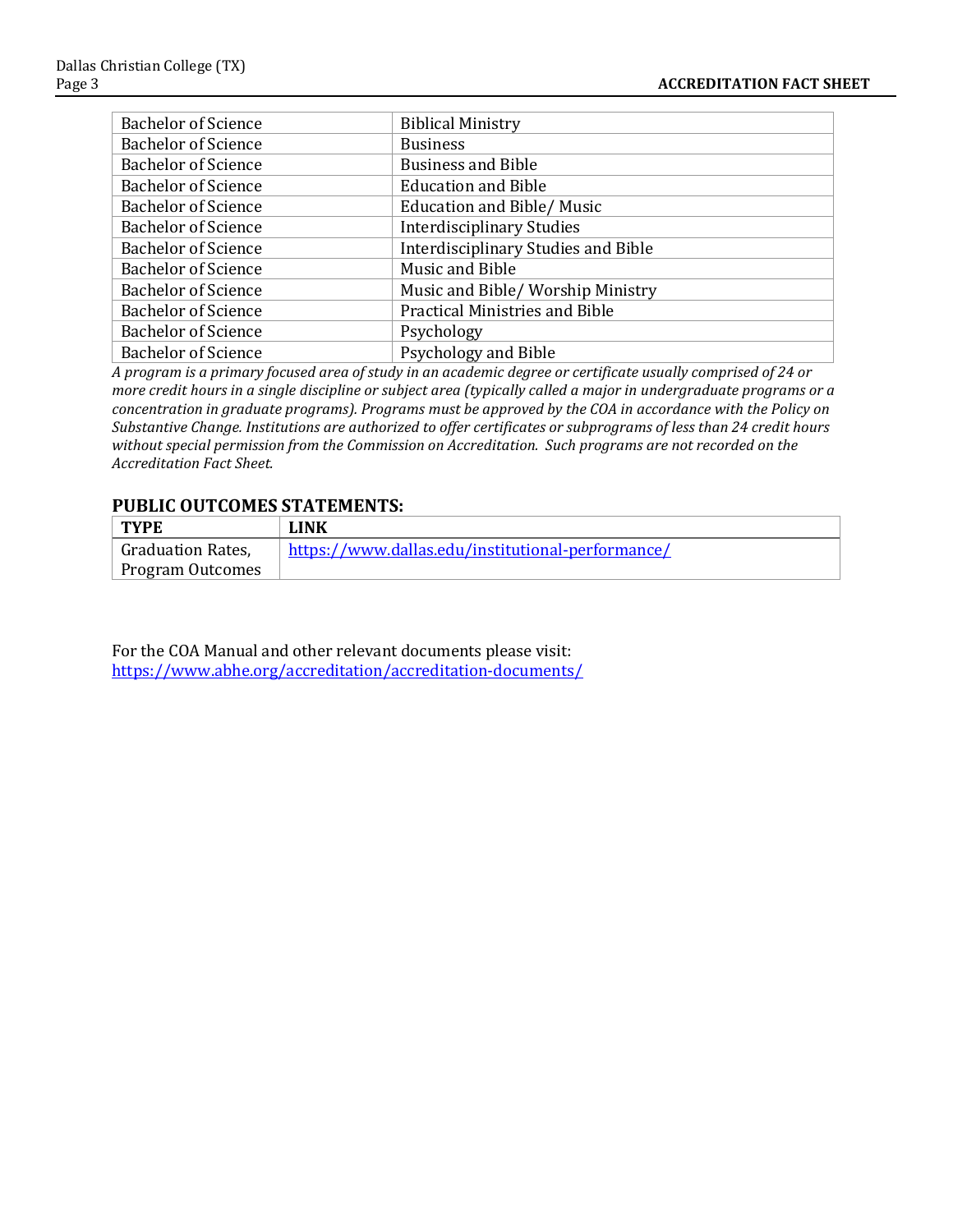| | |
|---|---|
| Bachelor of Science | Biblical Ministry |
| Bachelor of Science | Business |
| Bachelor of Science | Business and Bible |
| Bachelor of Science | Education and Bible |
| Bachelor of Science | Education and Bible/ Music |
| Bachelor of Science | Interdisciplinary Studies |
| Bachelor of Science | Interdisciplinary Studies and Bible |
| Bachelor of Science | Music and Bible |
| Bachelor of Science | Music and Bible/ Worship Ministry |
| Bachelor of Science | Practical Ministries and Bible |
| Bachelor of Science | Psychology |
| Bachelor of Science | Psychology and Bible |

*A program is a primary focused area of study in an academic degree or certificate usually comprised of 24 or more credit hours in a single discipline or subject area (typically called a major in undergraduate programs or a concentration in graduate programs). Programs must be approved by the COA in accordance with the Policy on Substantive Change. Institutions are authorized to offer certificates or subprograms of less than 24 credit hours without special permission from the Commission on Accreditation. Such programs are not recorded on the Accreditation Fact Sheet.*

## PUBLIC OUTCOMES STATEMENTS:

| TYPE | LINK |
|---|---|
| Graduation Rates, Program Outcomes | https://www.dallas.edu/institutional-performance/ |

For the COA Manual and other relevant documents please visit:
https://www.abhe.org/accreditation/accreditation-documents/